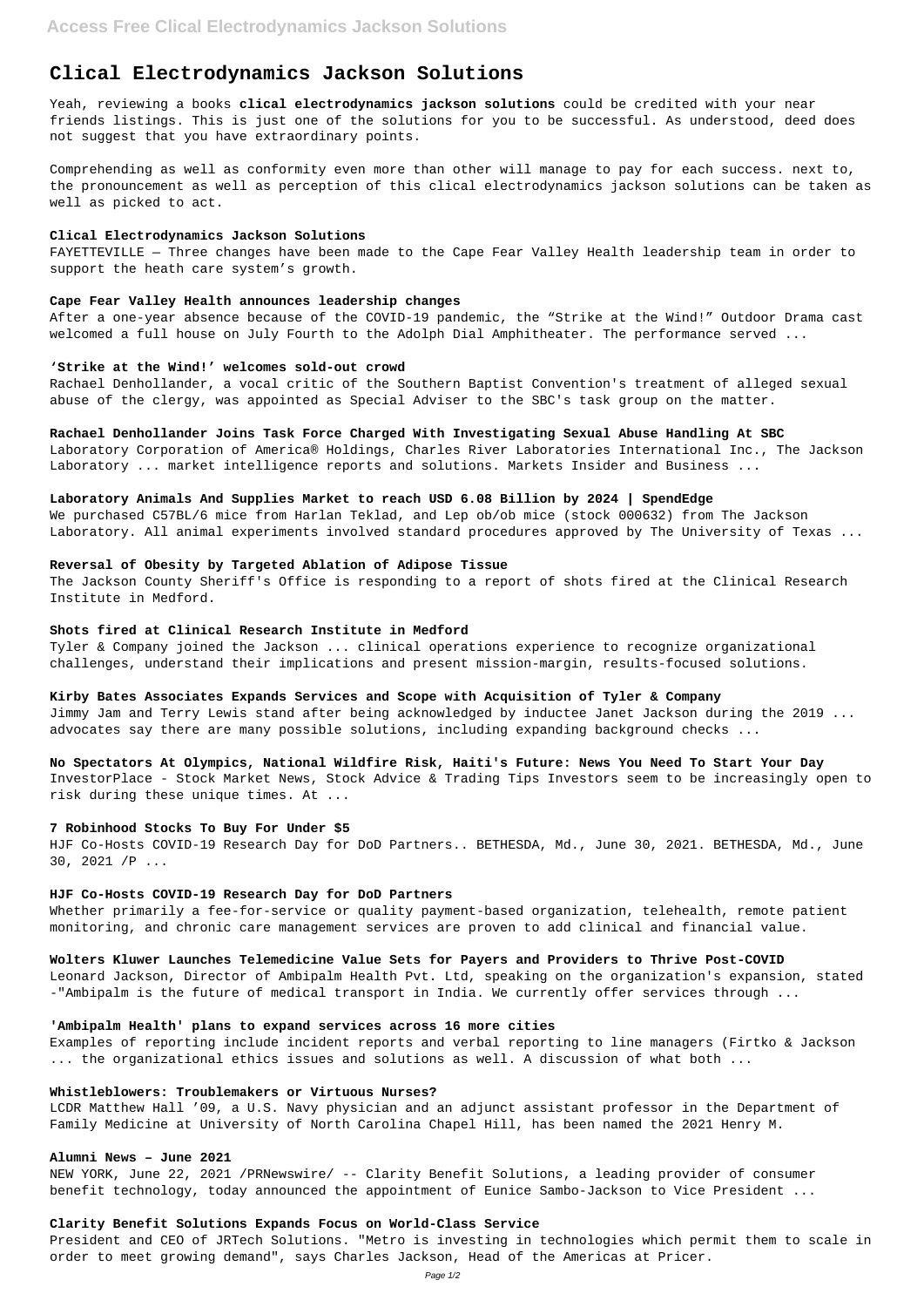# Clical Electrodynamics Jackson Solutions

Yeah, reviewing a books **clical electrodynamics jackson solutions** could be credited with your near friends listings. This is just one of the solutions for you to be successful. As understood, deed does not suggest that you have extraordinary points.

Comprehending as well as conformity even more than other will manage to pay for each success. next to, the pronouncement as well as perception of this clical electrodynamics jackson solutions can be taken as well as picked to act.

### Clical Electrodynamics Jackson Solutions

FAYETTEVILLE — Three changes have been made to the Cape Fear Valley Health leadership team in order to support the heath care system's growth.

### Cape Fear Valley Health announces leadership changes

After a one-year absence because of the COVID-19 pandemic, the "Strike at the Wind!" Outdoor Drama cast welcomed a full house on July Fourth to the Adolph Dial Amphitheater. The performance served ...

### 'Strike at the Wind!' welcomes sold-out crowd

Rachael Denhollander, a vocal critic of the Southern Baptist Convention's treatment of alleged sexual abuse of the clergy, was appointed as Special Adviser to the SBC's task group on the matter.

### Rachael Denhollander Joins Task Force Charged With Investigating Sexual Abuse Handling At SBC

Laboratory Corporation of America® Holdings, Charles River Laboratories International Inc., The Jackson Laboratory ... market intelligence reports and solutions. Markets Insider and Business ...

### Laboratory Animals And Supplies Market to reach USD 6.08 Billion by 2024 | SpendEdge

We purchased C57BL/6 mice from Harlan Teklad, and Lep ob/ob mice (stock 000632) from The Jackson Laboratory. All animal experiments involved standard procedures approved by The University of Texas ...

### Reversal of Obesity by Targeted Ablation of Adipose Tissue

The Jackson County Sheriff's Office is responding to a report of shots fired at the Clinical Research Institute in Medford.

### Shots fired at Clinical Research Institute in Medford

Tyler & Company joined the Jackson ... clinical operations experience to recognize organizational challenges, understand their implications and present mission-margin, results-focused solutions.

### Kirby Bates Associates Expands Services and Scope with Acquisition of Tyler & Company

Jimmy Jam and Terry Lewis stand after being acknowledged by inductee Janet Jackson during the 2019 ... advocates say there are many possible solutions, including expanding background checks ...

### No Spectators At Olympics, National Wildfire Risk, Haiti's Future: News You Need To Start Your Day

InvestorPlace - Stock Market News, Stock Advice & Trading Tips Investors seem to be increasingly open to risk during these unique times. At ...

### 7 Robinhood Stocks To Buy For Under $5

HJF Co-Hosts COVID-19 Research Day for DoD Partners.. BETHESDA, Md., June 30, 2021. BETHESDA, Md., June 30, 2021 /P ...

### HJF Co-Hosts COVID-19 Research Day for DoD Partners

Whether primarily a fee-for-service or quality payment-based organization, telehealth, remote patient monitoring, and chronic care management services are proven to add clinical and financial value.

### Wolters Kluwer Launches Telemedicine Value Sets for Payers and Providers to Thrive Post-COVID

Leonard Jackson, Director of Ambipalm Health Pvt. Ltd, speaking on the organization's expansion, stated -"Ambipalm is the future of medical transport in India. We currently offer services through ...

### 'Ambipalm Health' plans to expand services across 16 more cities

Examples of reporting include incident reports and verbal reporting to line managers (Firtko & Jackson ... the organizational ethics issues and solutions as well. A discussion of what both ...

### Whistleblowers: Troublemakers or Virtuous Nurses?

LCDR Matthew Hall '09, a U.S. Navy physician and an adjunct assistant professor in the Department of Family Medicine at University of North Carolina Chapel Hill, has been named the 2021 Henry M.

### Alumni News – June 2021

NEW YORK, June 22, 2021 /PRNewswire/ -- Clarity Benefit Solutions, a leading provider of consumer benefit technology, today announced the appointment of Eunice Sambo-Jackson to Vice President ...

### Clarity Benefit Solutions Expands Focus on World-Class Service

President and CEO of JRTech Solutions. "Metro is investing in technologies which permit them to scale in order to meet growing demand", says Charles Jackson, Head of the Americas at Pricer.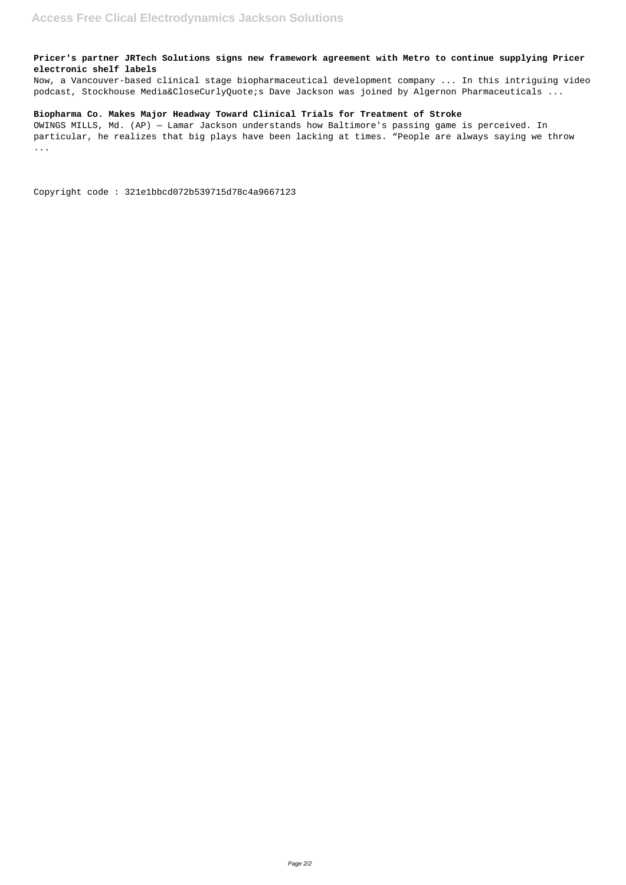**Pricer's partner JRTech Solutions signs new framework agreement with Metro to continue supplying Pricer electronic shelf labels**

Now, a Vancouver-based clinical stage biopharmaceutical development company ... In this intriguing video podcast, Stockhouse Media&CloseCurlyQuote;s Dave Jackson was joined by Algernon Pharmaceuticals ...

**Biopharma Co. Makes Major Headway Toward Clinical Trials for Treatment of Stroke**

OWINGS MILLS, Md. (AP) — Lamar Jackson understands how Baltimore's passing game is perceived. In particular, he realizes that big plays have been lacking at times. “People are always saying we throw ...

Copyright code : 321e1bbcd072b539715d78c4a9667123